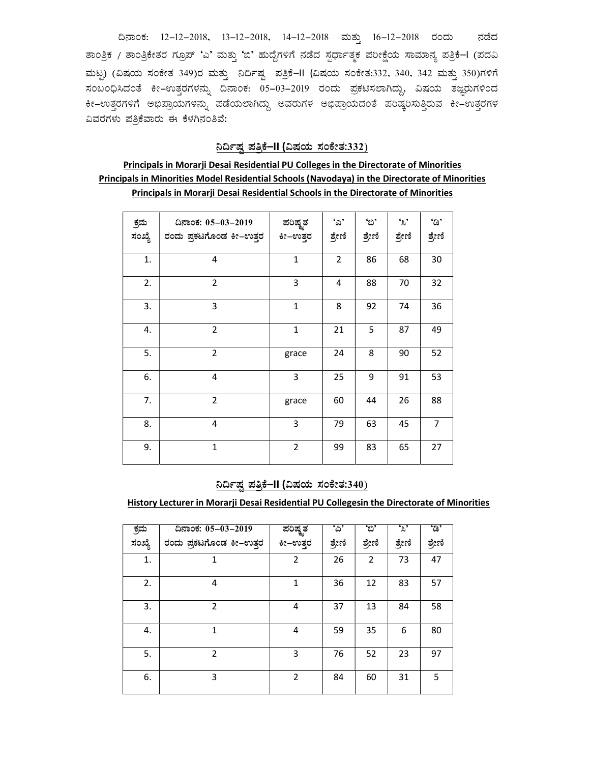ದಿನಾಂಕ: 12–12–2018, 13–12–2018, 14–12–2018 ಮತ್ತು 16–12–2018 ರಂದು ನಡೆದ ತಾಂತ್ರಿಕ / ತಾಂತ್ರಿಕೇತರ ಗ್ರೂಪ್ 'ಎ' ಮತ್ತು 'ಬಿ' ಹುದ್ದೆಗಳಿಗೆ ನಡೆದ ಸ್ಪರ್ಧಾತ್ಮಕ ಪರೀಕ್ಷೆಯ ಸಾಮಾನ್ಯ ಪತ್ರಿಕೆ–I (ಪದವಿ ಮಟ್ಟ) (ವಿಷಯ ಸಂಕೇತ 349)ರ ಮತ್ತು ನಿರ್ದಿಷ್ಟ ಪತ್ರಿಕೆ–II (ವಿಷಯ ಸಂಕೇತ:332, 340, 342 ಮತ್ತು 350)ಗಳಿಗೆ ಸಂಬಂಧಿಸಿದಂತೆ ಕೀ–ಉತ್ತರಗಳನ್ನು ದಿನಾಂಕ: 05–03–2019 ರಂದು ಪ್ರಕಟಿಸಲಾಗಿದ್ದು, ವಿಷಯ ತಜ್ಞರುಗಳಿಂದ ಕೀ–ಉತ್ತರಗಳಿಗೆ ಅಭಿಪ್ರಾಯಗಳನ್ನು ಪಡೆಯಲಾಗಿದ್ದು ಅವರುಗಳ ಅಭಿಪ್ರಾಯದಂತೆ ಪರಿಷ್ಕರಿಸುತ್ತಿರುವ ಕೀ–ಉತ್ತರಗಳ ವಿವರಗಳು ಪತ್ರಿಕೆವಾರು ಈ ಕೆಳಗಿನಂತಿವೆ:

## ನಿರ್ದಿಷ್ಟ ಪತ್ರಿಕೆ–II (ವಿಷಯ ಸಂಕೇತ:332)

**Principals in Morarji Desai Residential PU Colleges in the Directorate of Minorities**
**Principals in Minorities Model Residential Schools (Navodaya) in the Directorate of Minorities**
**Principals in Morarji Desai Residential Schools in the Directorate of Minorities**

| ಕ್ರಮ ಸಂಖ್ಯೆ | ದಿನಾಂಕ: 05–03–2019 ರಂದು ಪ್ರಕಟಗೊಂಡ ಕೀ–ಉತ್ತರ | ಪರಿಷ್ಕೃತ ಕೀ–ಉತ್ತರ | 'ಎ' ಶ್ರೇಣಿ | 'ಬಿ' ಶ್ರೇಣಿ | 'ಸಿ' ಶ್ರೇಣಿ | 'ಡಿ' ಶ್ರೇಣಿ |
|---|---|---|---|---|---|---|
| 1. | 4 | 1 | 2 | 86 | 68 | 30 |
| 2. | 2 | 3 | 4 | 88 | 70 | 32 |
| 3. | 3 | 1 | 8 | 92 | 74 | 36 |
| 4. | 2 | 1 | 21 | 5 | 87 | 49 |
| 5. | 2 | grace | 24 | 8 | 90 | 52 |
| 6. | 4 | 3 | 25 | 9 | 91 | 53 |
| 7. | 2 | grace | 60 | 44 | 26 | 88 |
| 8. | 4 | 3 | 79 | 63 | 45 | 7 |
| 9. | 1 | 2 | 99 | 83 | 65 | 27 |

## ನಿರ್ದಿಷ್ಟ ಪತ್ರಿಕೆ–II (ವಿಷಯ ಸಂಕೇತ:340)

**History Lecturer in Morarji Desai Residential PU Collegesin the Directorate of Minorities**

| ಕ್ರಮ ಸಂಖ್ಯೆ | ದಿನಾಂಕ: 05–03–2019 ರಂದು ಪ್ರಕಟಗೊಂಡ ಕೀ–ಉತ್ತರ | ಪರಿಷ್ಕೃತ ಕೀ–ಉತ್ತರ | 'ಎ' ಶ್ರೇಣಿ | 'ಬಿ' ಶ್ರೇಣಿ | 'ಸಿ' ಶ್ರೇಣಿ | 'ಡಿ' ಶ್ರೇಣಿ |
|---|---|---|---|---|---|---|
| 1. | 1 | 2 | 26 | 2 | 73 | 47 |
| 2. | 4 | 1 | 36 | 12 | 83 | 57 |
| 3. | 2 | 4 | 37 | 13 | 84 | 58 |
| 4. | 1 | 4 | 59 | 35 | 6 | 80 |
| 5. | 2 | 3 | 76 | 52 | 23 | 97 |
| 6. | 3 | 2 | 84 | 60 | 31 | 5 |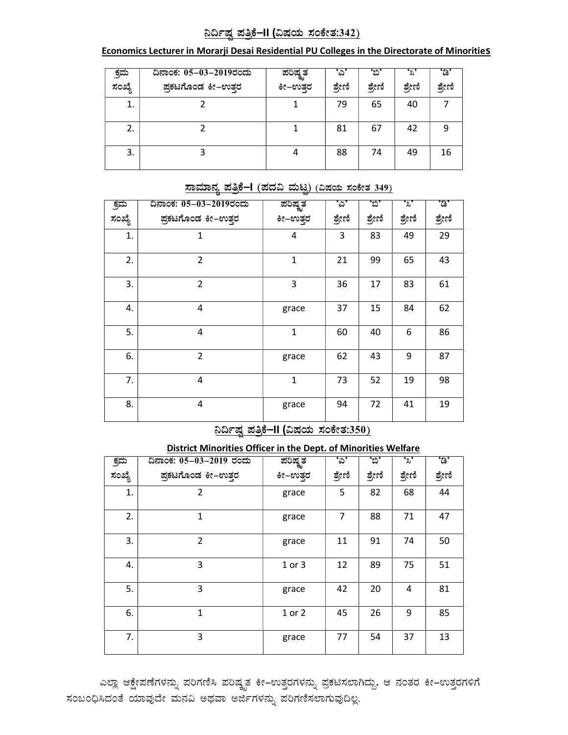## ನಿರ್ದಿಷ್ಟ ಪತ್ರಿಕೆ–II (ವಿಷಯ ಸಂಕೇತ:342)

**Economics Lecturer in Morarji Desai Residential PU Colleges in the Directorate of Minorities**

| ಕ್ರಮ ಸಂಖ್ಯೆ | ದಿನಾಂಕ: 05–03–2019ರಂದು ಪ್ರಕಟಗೊಂಡ ಕೀ–ಉತ್ತರ | ಪರಿಷ್ಕೃತ ಕೀ–ಉತ್ತರ | 'ಎ' ಶ್ರೇಣಿ | 'ಬಿ' ಶ್ರೇಣಿ | 'ಸಿ' ಶ್ರೇಣಿ | 'ಡಿ' ಶ್ರೇಣಿ |
|---|---|---|---|---|---|---|
| 1. | 2 | 1 | 79 | 65 | 40 | 7 |
| 2. | 2 | 1 | 81 | 67 | 42 | 9 |
| 3. | 3 | 4 | 88 | 74 | 49 | 16 |

## ಸಾಮಾನ್ಯ ಪತ್ರಿಕೆ–I (ಪದವಿ ಮಟ್ಟ) (ವಿಷಯ ಸಂಕೇತ 349)

| ಕ್ರಮ ಸಂಖ್ಯೆ | ದಿನಾಂಕ: 05–03–2019ರಂದು ಪ್ರಕಟಗೊಂಡ ಕೀ–ಉತ್ತರ | ಪರಿಷ್ಕೃತ ಕೀ–ಉತ್ತರ | 'ಎ' ಶ್ರೇಣಿ | 'ಬಿ' ಶ್ರೇಣಿ | 'ಸಿ' ಶ್ರೇಣಿ | 'ಡಿ' ಶ್ರೇಣಿ |
|---|---|---|---|---|---|---|
| 1. | 1 | 4 | 3 | 83 | 49 | 29 |
| 2. | 2 | 1 | 21 | 99 | 65 | 43 |
| 3. | 2 | 3 | 36 | 17 | 83 | 61 |
| 4. | 4 | grace | 37 | 15 | 84 | 62 |
| 5. | 4 | 1 | 60 | 40 | 6 | 86 |
| 6. | 2 | grace | 62 | 43 | 9 | 87 |
| 7. | 4 | 1 | 73 | 52 | 19 | 98 |
| 8. | 4 | grace | 94 | 72 | 41 | 19 |

## ನಿರ್ದಿಷ್ಟ ಪತ್ರಿಕೆ–II (ವಿಷಯ ಸಂಕೇತ:350)

**District Minorities Officer in the Dept. of Minorities Welfare**

| ಕ್ರಮ ಸಂಖ್ಯೆ | ದಿನಾಂಕ: 05–03–2019 ರಂದು ಪ್ರಕಟಗೊಂಡ ಕೀ–ಉತ್ತರ | ಪರಿಷ್ಕೃತ ಕೀ–ಉತ್ತರ | 'ಎ' ಶ್ರೇಣಿ | 'ಬಿ' ಶ್ರೇಣಿ | 'ಸಿ' ಶ್ರೇಣಿ | 'ಡಿ' ಶ್ರೇಣಿ |
|---|---|---|---|---|---|---|
| 1. | 2 | grace | 5 | 82 | 68 | 44 |
| 2. | 1 | grace | 7 | 88 | 71 | 47 |
| 3. | 2 | grace | 11 | 91 | 74 | 50 |
| 4. | 3 | 1 or 3 | 12 | 89 | 75 | 51 |
| 5. | 3 | grace | 42 | 20 | 4 | 81 |
| 6. | 1 | 1 or 2 | 45 | 26 | 9 | 85 |
| 7. | 3 | grace | 77 | 54 | 37 | 13 |

ಎಲ್ಲಾ ಆಕ್ಷೇಪಣೆಗಳನ್ನು ಪರಿಗಣಿಸಿ ಪರಿಷ್ಕೃತ ಕೀ–ಉತ್ತರಗಳನ್ನು ಪ್ರಕಟಿಸಲಾಗಿದ್ದು, ಆ ನಂತರ ಕೀ–ಉತ್ತರಗಳಿಗೆ ಸಂಬಂಧಿಸಿದಂತೆ ಯಾವುದೇ ಮನವಿ ಅಥವಾ ಅರ್ಜಿಗಳನ್ನು ಪರಿಗಣಿಸಲಾಗುವುದಿಲ್ಲ.